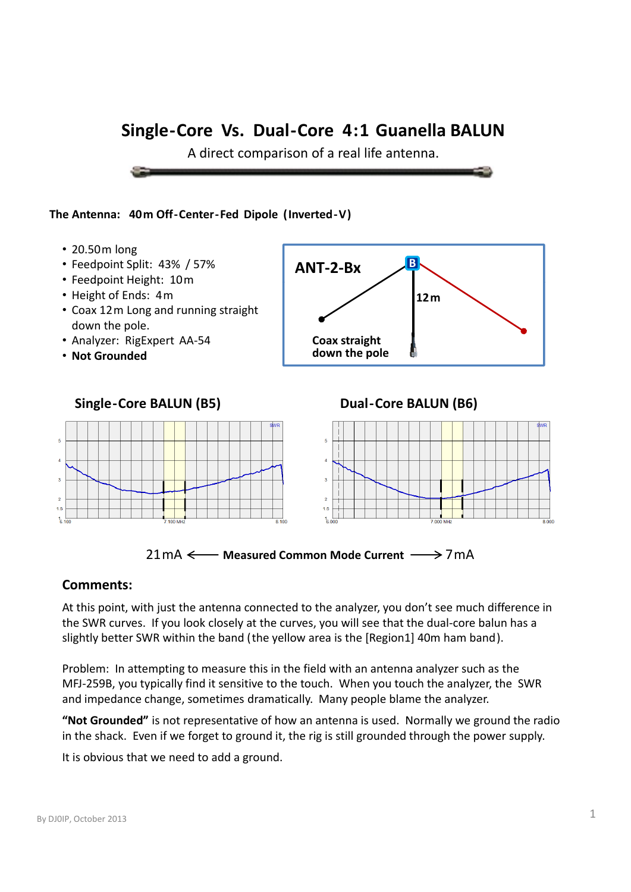# Single-Core Vs. Dual-Core 4:1 Guanella BALUN

A direct comparison of a real life antenna.

**The Antenna: 40m Off-Center-Fed Dipole (Inverted-V)**

- 20.50m long
- Feedpoint Split: 43% / 57%
- Feedpoint Height: 10m
- Height of Ends: 4m
- Coax 12m Long and running straight down the pole.
- Analyzer: RigExpert AA-54
- **Not Grounded**

**ANT-2-Bx**

B

12m

**Coax straight down the pole**

**Single-Core BALUN (B5)**

**Dual-Core BALUN (B6)**

21mA ⟵ **Measured Common Mode Current** ⟶ 7mA

## Comments:

At this point, with just the antenna connected to the analyzer, you don't see much difference in the SWR curves. If you look closely at the curves, you will see that the dual-core balun has a slightly better SWR within the band (the yellow area is the [Region1] 40m ham band).

Problem: In attempting to measure this in the field with an antenna analyzer such as the MFJ-259B, you typically find it sensitive to the touch. When you touch the analyzer, the SWR and impedance change, sometimes dramatically. Many people blame the analyzer.

**"Not Grounded"** is not representative of how an antenna is used. Normally we ground the radio in the shack. Even if we forget to ground it, the rig is still grounded through the power supply.

It is obvious that we need to add a ground.

By DJ0IP, October 2013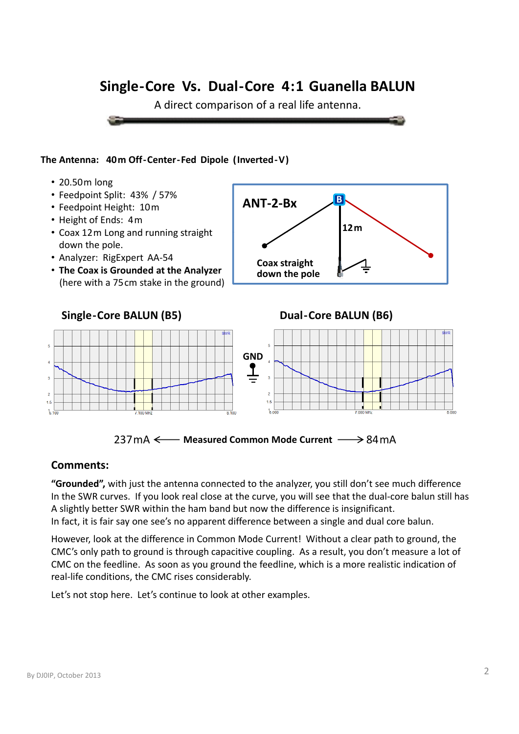# Single-Core Vs. Dual-Core 4:1 Guanella BALUN

A direct comparison of a real life antenna.

**The Antenna: 40m Off-Center-Fed Dipole (Inverted-V)**

- 20.50m long
- Feedpoint Split: 43% / 57%
- Feedpoint Height: 10m
- Height of Ends: 4m
- Coax 12m Long and running straight down the pole.
- Analyzer: RigExpert AA-54
- **The Coax is Grounded at the Analyzer** (here with a 75cm stake in the ground)

ANT-2-Bx

B

12m

Coax straight down the pole

**Single-Core BALUN (B5)**

**Dual-Core BALUN (B6)**

GND

237mA ⟵ **Measured Common Mode Current** ⟶ 84mA

## Comments:

**"Grounded",** with just the antenna connected to the analyzer, you still don't see much difference In the SWR curves. If you look real close at the curve, you will see that the dual-core balun still has A slightly better SWR within the ham band but now the difference is insignificant.
In fact, it is fair say one see's no apparent difference between a single and dual core balun.

However, look at the difference in Common Mode Current! Without a clear path to ground, the CMC's only path to ground is through capacitive coupling. As a result, you don't measure a lot of CMC on the feedline. As soon as you ground the feedline, which is a more realistic indication of real-life conditions, the CMC rises considerably.

Let's not stop here. Let's continue to look at other examples.

By DJ0IP, October 2013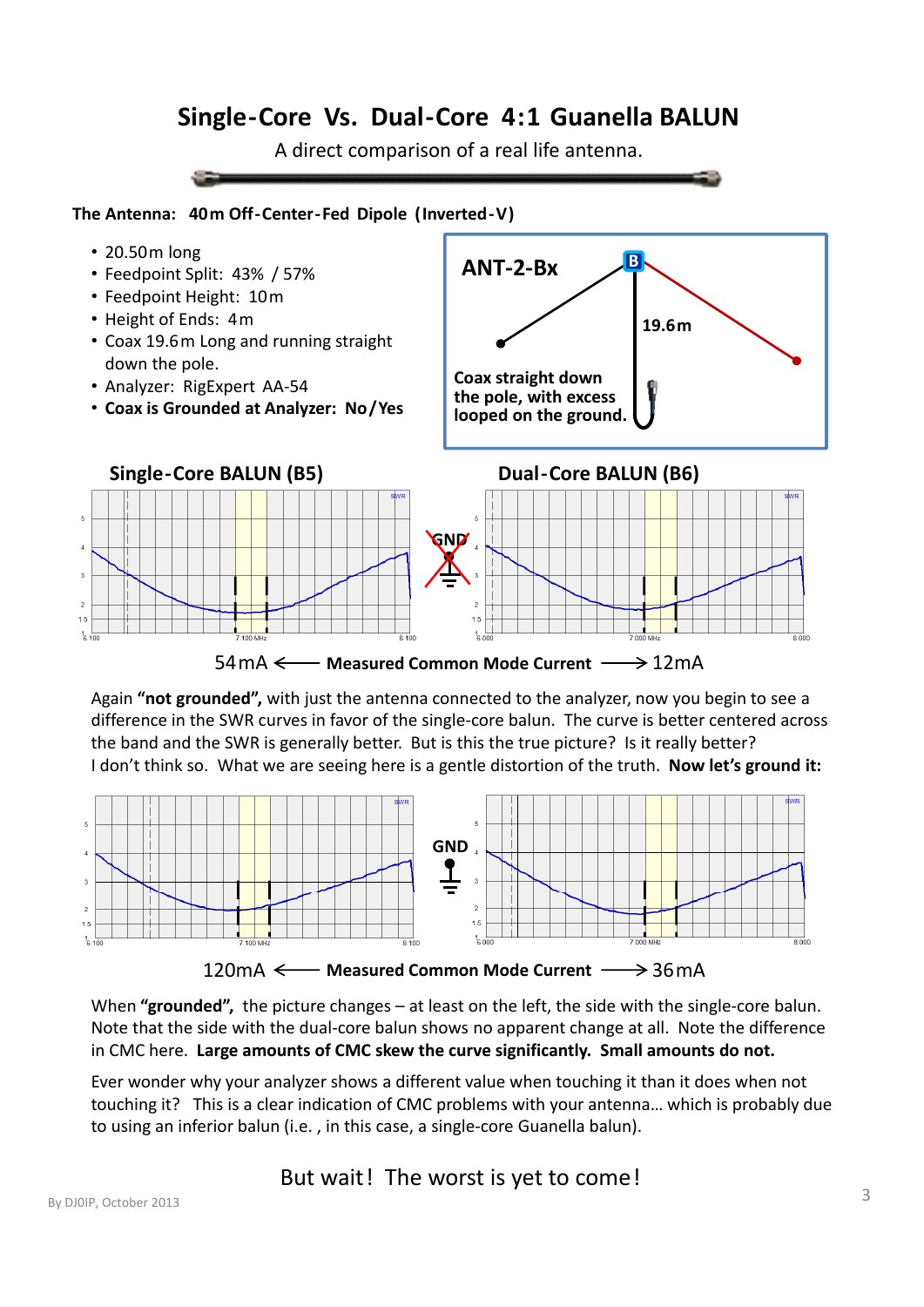# Single-Core Vs. Dual-Core 4:1 Guanella BALUN

A direct comparison of a real life antenna.

**The Antenna: 40m Off-Center-Fed Dipole (Inverted-V)**

- 20.50m long
- Feedpoint Split: 43% / 57%
- Feedpoint Height: 10m
- Height of Ends: 4m
- Coax 19.6m Long and running straight down the pole.
- Analyzer: RigExpert AA-54
- **Coax is Grounded at Analyzer: No/Yes**

**ANT-2-Bx**

19.6m

**Coax straight down the pole, with excess looped on the ground.**

**Single-Core BALUN (B5)** | **Dual-Core BALUN (B6)**

54mA ⟵ **Measured Common Mode Current** ⟶ 12mA

Again **"not grounded",** with just the antenna connected to the analyzer, now you begin to see a difference in the SWR curves in favor of the single-core balun. The curve is better centered across the band and the SWR is generally better. But is this the true picture? Is it really better? I don't think so. What we are seeing here is a gentle distortion of the truth. **Now let's ground it:**

GND

120mA ⟵ **Measured Common Mode Current** ⟶ 36mA

When **"grounded",** the picture changes – at least on the left, the side with the single-core balun. Note that the side with the dual-core balun shows no apparent change at all. Note the difference in CMC here. **Large amounts of CMC skew the curve significantly. Small amounts do not.**

Ever wonder why your analyzer shows a different value when touching it than it does when not touching it? This is a clear indication of CMC problems with your antenna… which is probably due to using an inferior balun (i.e. , in this case, a single-core Guanella balun).

But wait! The worst is yet to come!

By DJ0IP, October 2013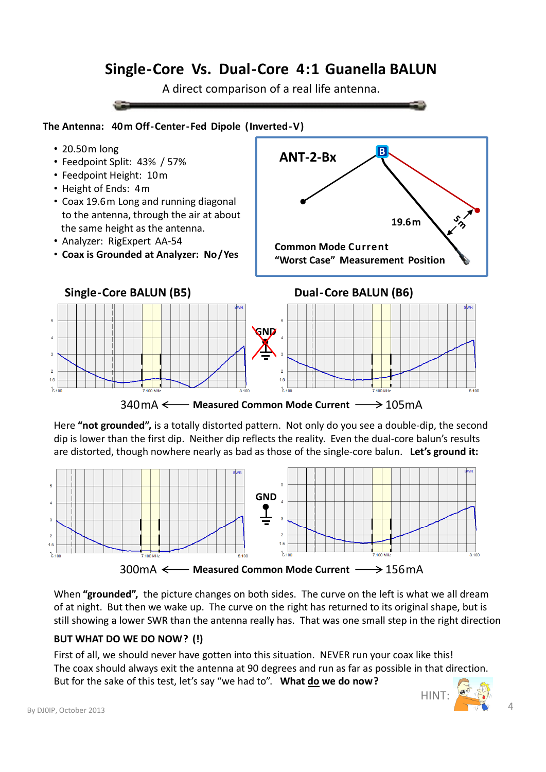# Single-Core Vs. Dual-Core 4:1 Guanella BALUN

A direct comparison of a real life antenna.

**The Antenna: 40m Off-Center-Fed Dipole (Inverted-V)**

- 20.50m long
- Feedpoint Split: 43% / 57%
- Feedpoint Height: 10m
- Height of Ends: 4m
- Coax 19.6m Long and running diagonal to the antenna, through the air at about the same height as the antenna.
- Analyzer: RigExpert AA-54
- **Coax is Grounded at Analyzer: No/Yes**

ANT-2-Bx

19.6m

5m

Common Mode Current
"Worst Case" Measurement Position

**Single-Core BALUN (B5)** **Dual-Core BALUN (B6)**

GND

340mA ⟵ **Measured Common Mode Current** ⟶ 105mA

Here **"not grounded",** is a totally distorted pattern. Not only do you see a double-dip, the second dip is lower than the first dip. Neither dip reflects the reality. Even the dual-core balun's results are distorted, though nowhere nearly as bad as those of the single-core balun. **Let's ground it:**

GND

300mA ⟵ **Measured Common Mode Current** ⟶ 156mA

When **"grounded",** the picture changes on both sides. The curve on the left is what we all dream of at night. But then we wake up. The curve on the right has returned to its original shape, but is still showing a lower SWR than the antenna really has. That was one small step in the right direction

**BUT WHAT DO WE DO NOW? (!)**

First of all, we should never have gotten into this situation. NEVER run your coax like this! The coax should always exit the antenna at 90 degrees and run as far as possible in that direction. But for the sake of this test, let's say "we had to". **What <u>do</u> we do now?**

HINT:

By DJ0IP, October 2013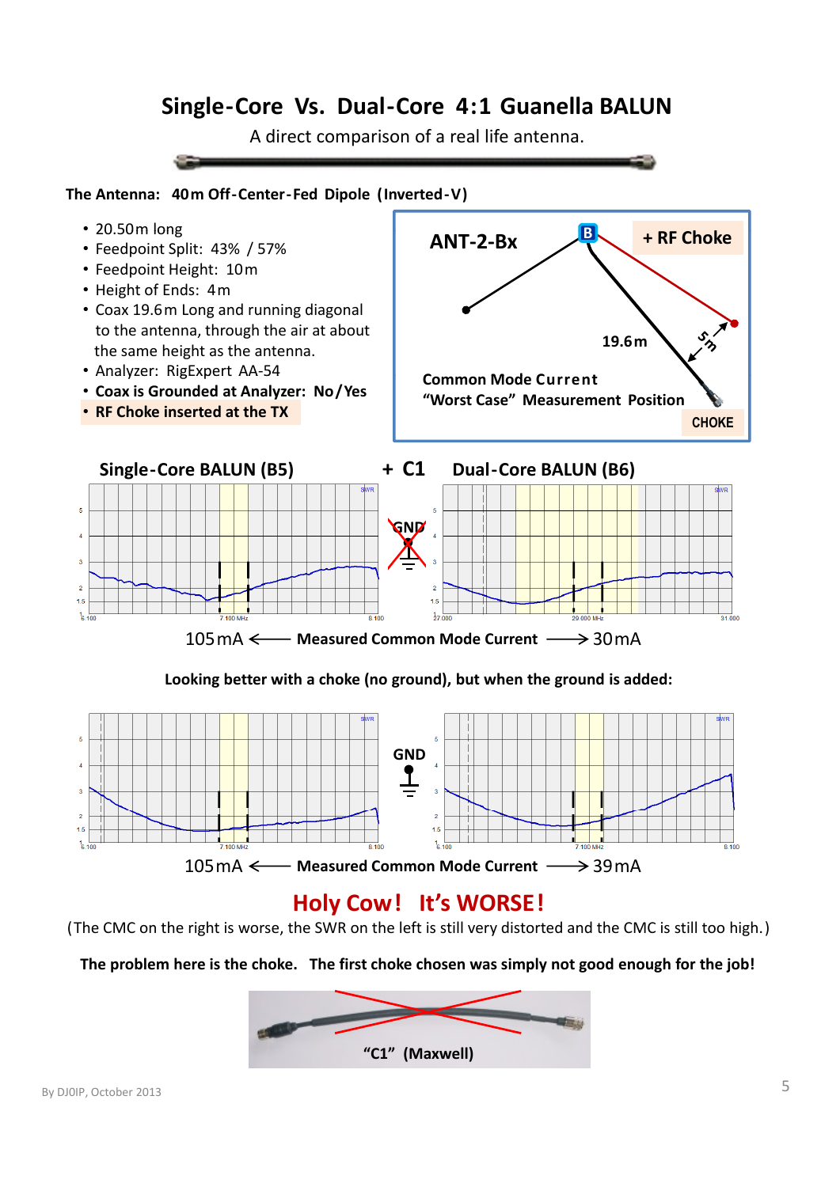# Single-Core Vs. Dual-Core 4:1 Guanella BALUN

A direct comparison of a real life antenna.

**The Antenna: 40m Off-Center-Fed Dipole (Inverted-V)**

- 20.50m long
- Feedpoint Split: 43% / 57%
- Feedpoint Height: 10m
- Height of Ends: 4m
- Coax 19.6m Long and running diagonal to the antenna, through the air at about the same height as the antenna.
- Analyzer: RigExpert AA-54
- **Coax is Grounded at Analyzer: No/Yes**
- **RF Choke inserted at the TX**

ANT-2-Bx

B

+ RF Choke

19.6m

5m

Common Mode Current "Worst Case" Measurement Position

CHOKE

**Single-Core BALUN (B5)** **+ C1** **Dual-Core BALUN (B6)**

GND

105mA ⟵ **Measured Common Mode Current** ⟶ 30mA

**Looking better with a choke (no ground), but when the ground is added:**

GND

105mA ⟵ **Measured Common Mode Current** ⟶ 39mA

## Holy Cow! It's WORSE!

(The CMC on the right is worse, the SWR on the left is still very distorted and the CMC is still too high.)

**The problem here is the choke. The first choke chosen was simply not good enough for the job!**

**"C1" (Maxwell)**

By DJ0IP, October 2013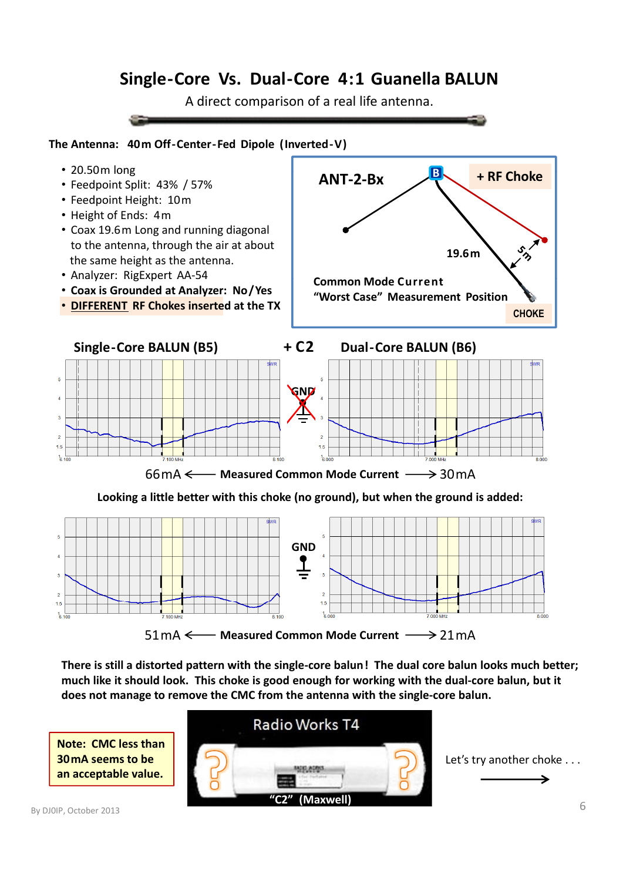# Single-Core Vs. Dual-Core 4:1 Guanella BALUN

A direct comparison of a real life antenna.

**The Antenna: 40m Off-Center-Fed Dipole (Inverted-V)**

- 20.50m long
- Feedpoint Split: 43% / 57%
- Feedpoint Height: 10m
- Height of Ends: 4m
- Coax 19.6m Long and running diagonal to the antenna, through the air at about the same height as the antenna.
- Analyzer: RigExpert AA-54
- **Coax is Grounded at Analyzer: No/Yes**
- **DIFFERENT RF Chokes inserted at the TX**

ANT-2-Bx

B

+ RF Choke

19.6m

5m

Common Mode Current "Worst Case" Measurement Position

CHOKE

**Single-Core BALUN (B5)** **+ C2** **Dual-Core BALUN (B6)**

GND

66mA ⟵ **Measured Common Mode Current** ⟶ 30mA

**Looking a little better with this choke (no ground), but when the ground is added:**

GND

51mA ⟵ **Measured Common Mode Current** ⟶ 21mA

**There is still a distorted pattern with the single-core balun! The dual core balun looks much better; much like it should look. This choke is good enough for working with the dual-core balun, but it does not manage to remove the CMC from the antenna with the single-core balun.**

**Note: CMC less than 30mA seems to be an acceptable value.**

Radio Works T4

"C2" (Maxwell)

Let's try another choke . . .

By DJ0IP, October 2013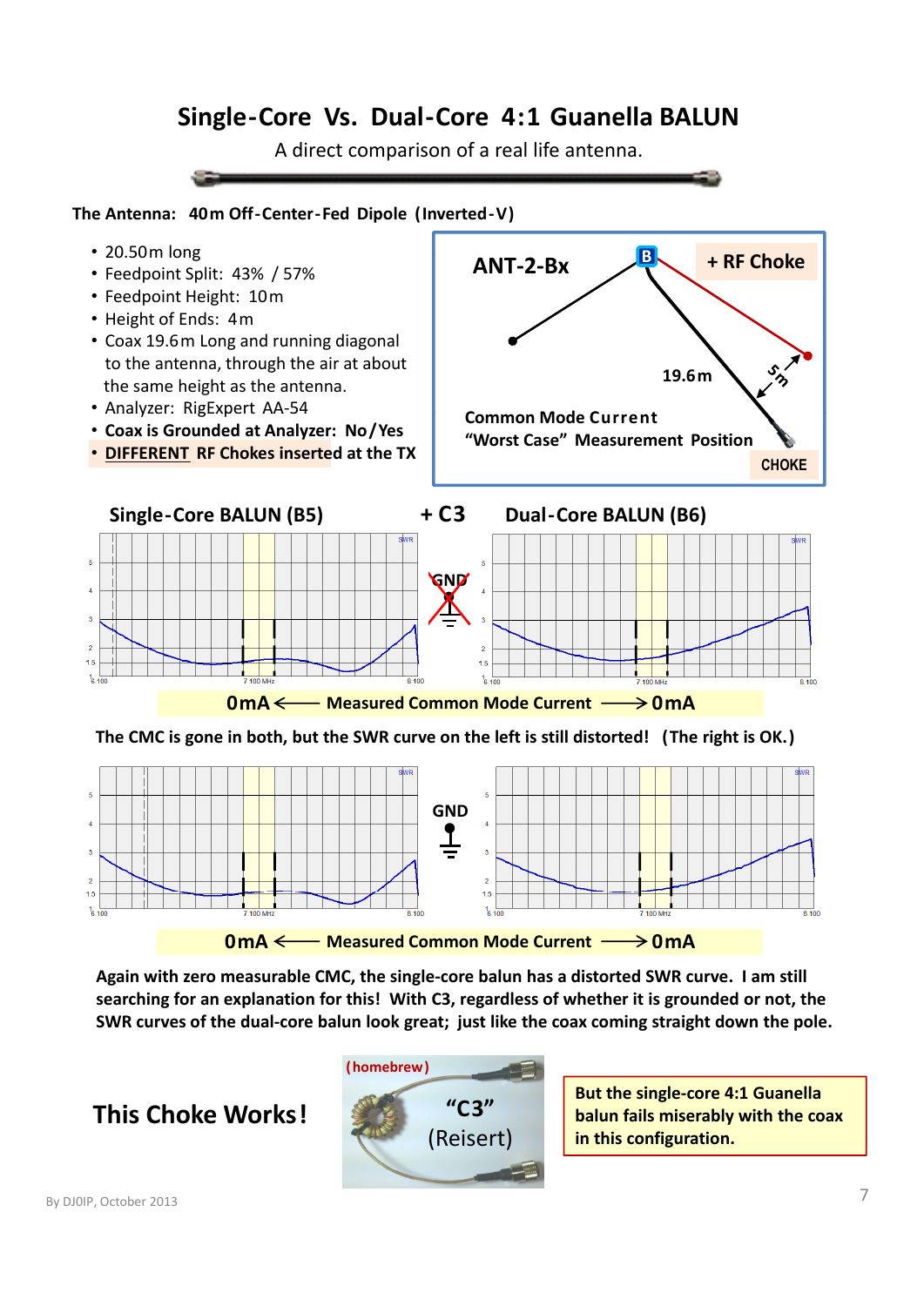# Single-Core Vs. Dual-Core 4:1 Guanella BALUN

A direct comparison of a real life antenna.

**The Antenna: 40m Off-Center-Fed Dipole (Inverted-V)**

- 20.50m long
- Feedpoint Split: 43% / 57%
- Feedpoint Height: 10m
- Height of Ends: 4m
- Coax 19.6m Long and running diagonal to the antenna, through the air at about the same height as the antenna.
- Analyzer: RigExpert AA-54
- **Coax is Grounded at Analyzer: No/Yes**
- **DIFFERENT RF Chokes inserted at the TX**

**ANT-2-Bx** — B — **+ RF Choke** — **19.6m** — **5m** — **Common Mode Current "Worst Case" Measurement Position** — **CHOKE**

**Single-Core BALUN (B5)** **+ C3** **Dual-Core BALUN (B6)**

GND (crossed out)

**0mA ⟵ Measured Common Mode Current ⟶ 0mA**

**The CMC is gone in both, but the SWR curve on the left is still distorted! (The right is OK.)**

GND

**0mA ⟵ Measured Common Mode Current ⟶ 0mA**

**Again with zero measurable CMC, the single-core balun has a distorted SWR curve. I am still searching for an explanation for this! With C3, regardless of whether it is grounded or not, the SWR curves of the dual-core balun look great; just like the coax coming straight down the pole.**

**This Choke Works!**

(homebrew) "C3" (Reisert)

**But the single-core 4:1 Guanella balun fails miserably with the coax in this configuration.**

By DJ0IP, October 2013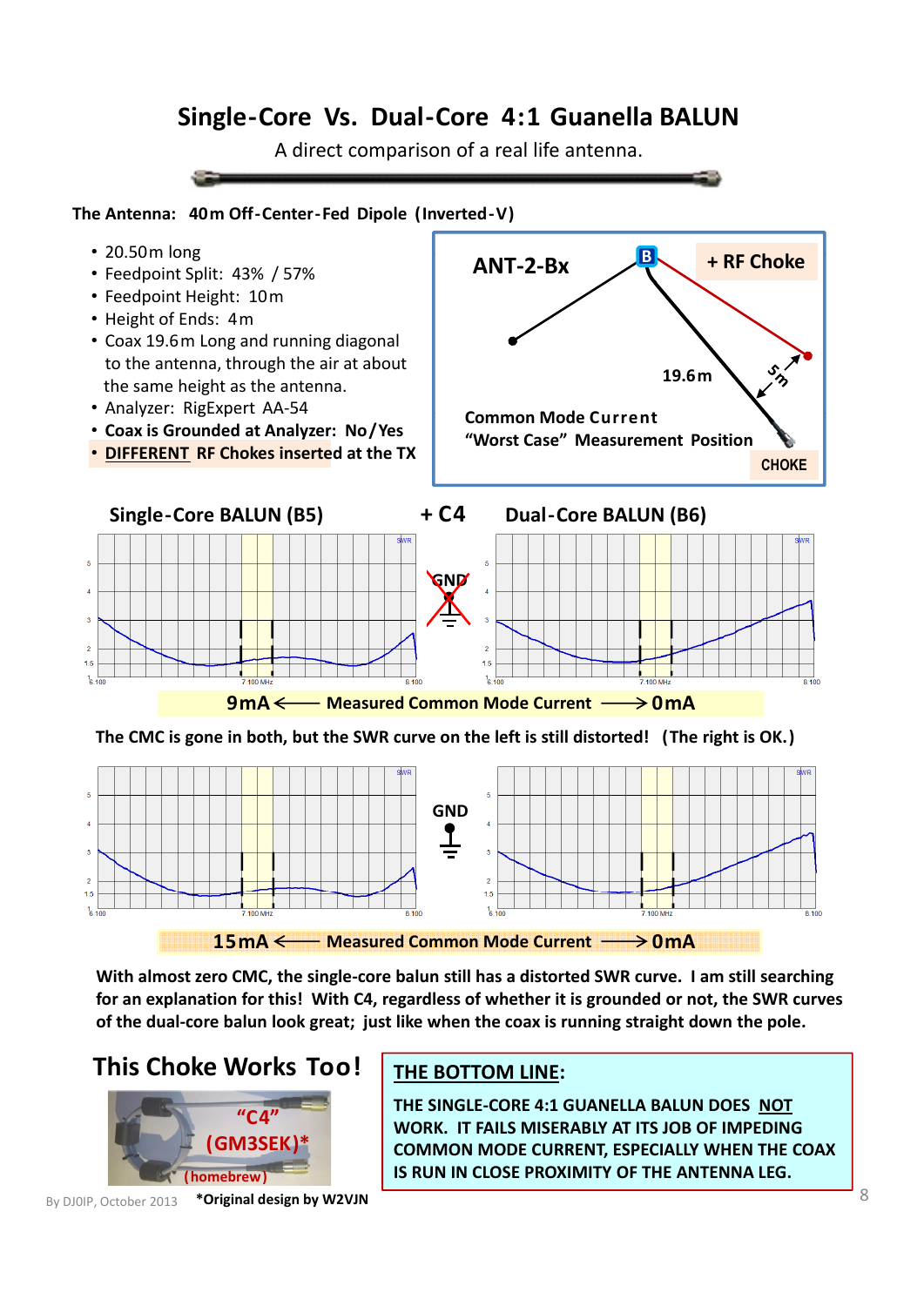# Single-Core Vs. Dual-Core 4:1 Guanella BALUN

A direct comparison of a real life antenna.

**The Antenna: 40m Off-Center-Fed Dipole (Inverted-V)**

- 20.50m long
- Feedpoint Split: 43% / 57%
- Feedpoint Height: 10m
- Height of Ends: 4m
- Coax 19.6m Long and running diagonal to the antenna, through the air at about the same height as the antenna.
- Analyzer: RigExpert AA-54
- **Coax is Grounded at Analyzer: No/Yes**
- **DIFFERENT RF Chokes inserted at the TX**

ANT-2-Bx

B

+ RF Choke

19.6m

5m

Common Mode Current
"Worst Case" Measurement Position

CHOKE

**Single-Core BALUN (B5)** **+ C4** **Dual-Core BALUN (B6)**

GND

9mA ⟵ Measured Common Mode Current ⟶ 0mA

**The CMC is gone in both, but the SWR curve on the left is still distorted! (The right is OK.)**

GND

15mA ⟵ Measured Common Mode Current ⟶ 0mA

**With almost zero CMC, the single-core balun still has a distorted SWR curve. I am still searching for an explanation for this! With C4, regardless of whether it is grounded or not, the SWR curves of the dual-core balun look great; just like when the coax is running straight down the pole.**

## This Choke Works Too!

"C4"
(GM3SEK)*
(homebrew)

By DJ0IP, October 2013

***Original design by W2VJN**

**THE BOTTOM LINE:**

**THE SINGLE-CORE 4:1 GUANELLA BALUN DOES NOT WORK. IT FAILS MISERABLY AT ITS JOB OF IMPEDING COMMON MODE CURRENT, ESPECIALLY WHEN THE COAX IS RUN IN CLOSE PROXIMITY OF THE ANTENNA LEG.**